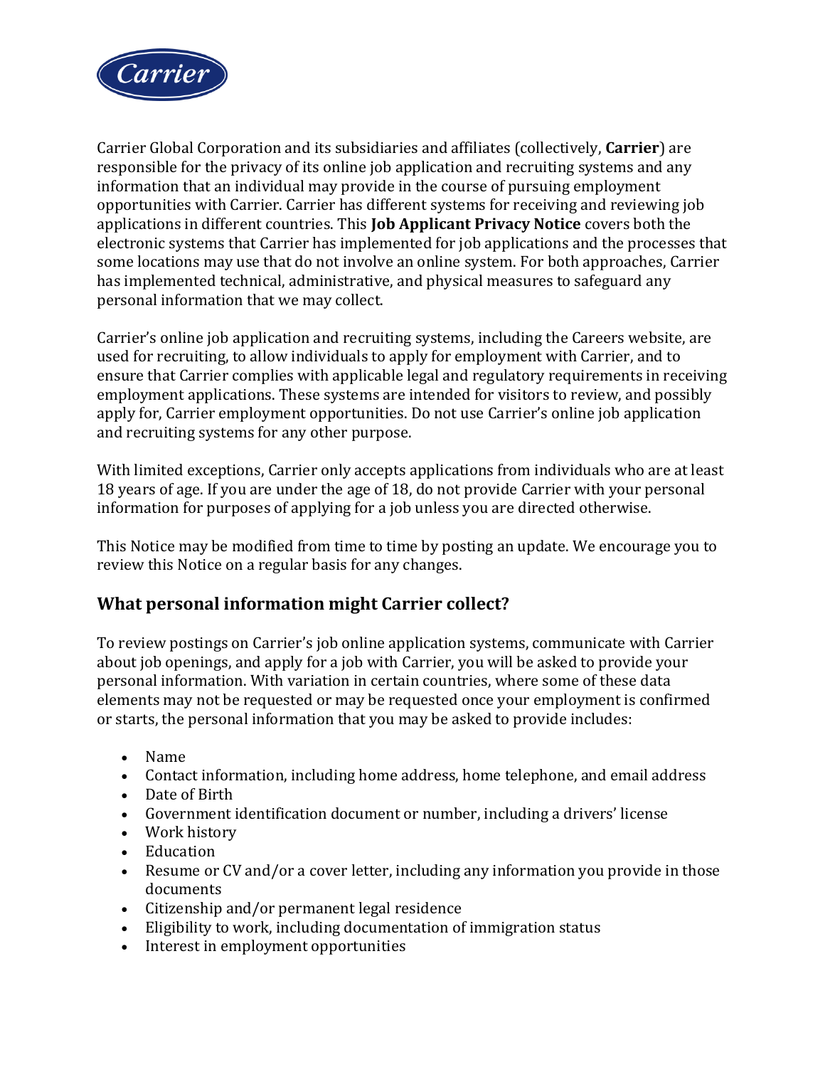Carrier Global Corporation and its subsidiaries and affiliates (collectively, **Carrier**) are responsible for the privacy of its online job application and recruiting systems and any information that an individual may provide in the course of pursuing employment opportunities with Carrier. Carrier has different systems for receiving and reviewing job applications in different countries. This **Job Applicant Privacy Notice** covers both the electronic systems that Carrier has implemented for job applications and the processes that some locations may use that do not involve an online system. For both approaches, Carrier has implemented technical, administrative, and physical measures to safeguard any personal information that we may collect.

Carrier's online job application and recruiting systems, including the Careers website, are used for recruiting, to allow individuals to apply for employment with Carrier, and to ensure that Carrier complies with applicable legal and regulatory requirements in receiving employment applications. These systems are intended for visitors to review, and possibly apply for, Carrier employment opportunities. Do not use Carrier's online job application and recruiting systems for any other purpose.

With limited exceptions, Carrier only accepts applications from individuals who are at least 18 years of age. If you are under the age of 18, do not provide Carrier with your personal information for purposes of applying for a job unless you are directed otherwise.

This Notice may be modified from time to time by posting an update. We encourage you to review this Notice on a regular basis for any changes.

## What personal information might Carrier collect?

To review postings on Carrier's job online application systems, communicate with Carrier about job openings, and apply for a job with Carrier, you will be asked to provide your personal information. With variation in certain countries, where some of these data elements may not be requested or may be requested once your employment is confirmed or starts, the personal information that you may be asked to provide includes:

- Name
- Contact information, including home address, home telephone, and email address
- Date of Birth
- Government identification document or number, including a drivers' license
- Work history
- Education
- Resume or CV and/or a cover letter, including any information you provide in those documents
- Citizenship and/or permanent legal residence
- Eligibility to work, including documentation of immigration status
- Interest in employment opportunities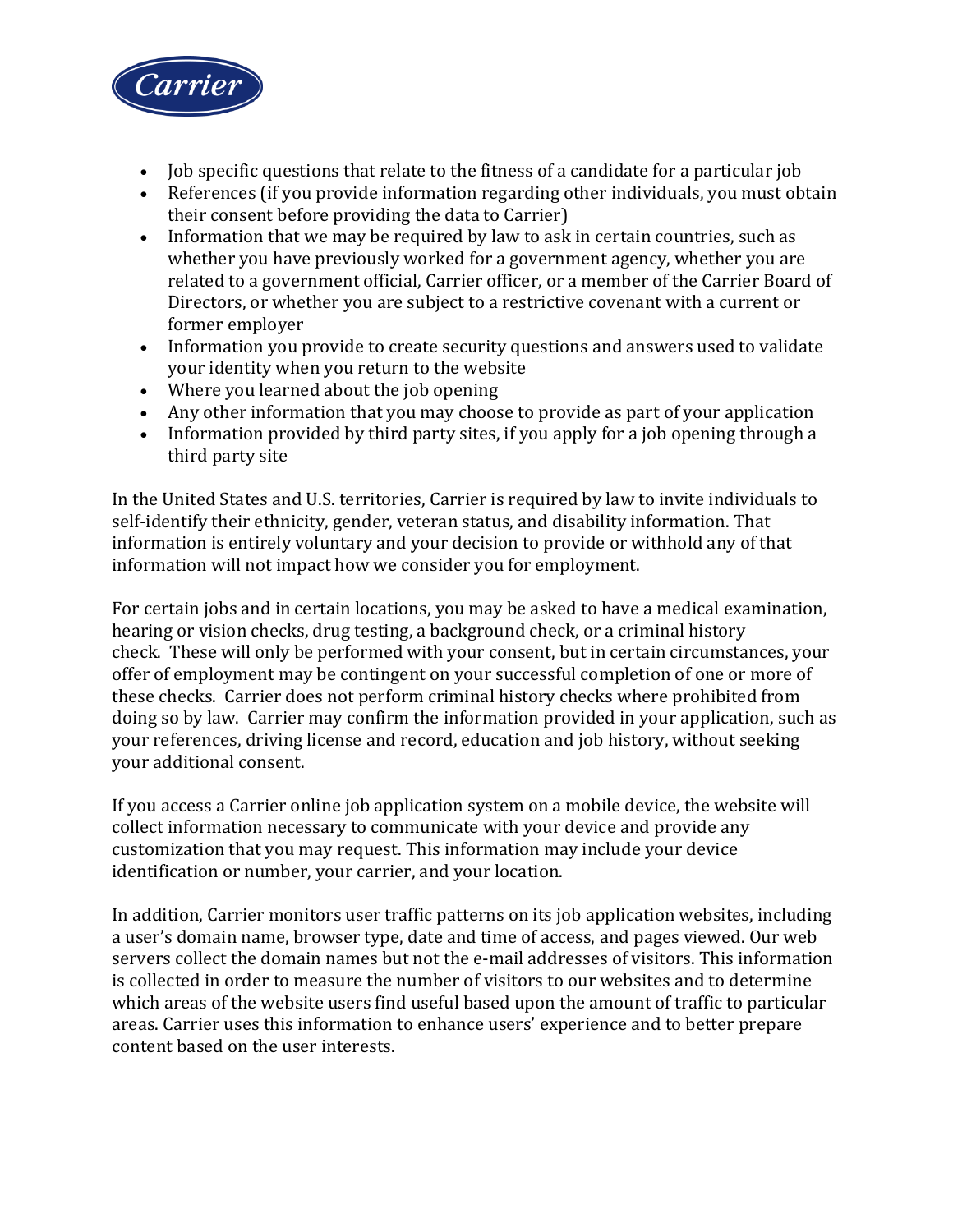- Job specific questions that relate to the fitness of a candidate for a particular job
- References (if you provide information regarding other individuals, you must obtain their consent before providing the data to Carrier)
- Information that we may be required by law to ask in certain countries, such as whether you have previously worked for a government agency, whether you are related to a government official, Carrier officer, or a member of the Carrier Board of Directors, or whether you are subject to a restrictive covenant with a current or former employer
- Information you provide to create security questions and answers used to validate your identity when you return to the website
- Where you learned about the job opening
- Any other information that you may choose to provide as part of your application
- Information provided by third party sites, if you apply for a job opening through a third party site

In the United States and U.S. territories, Carrier is required by law to invite individuals to self-identify their ethnicity, gender, veteran status, and disability information. That information is entirely voluntary and your decision to provide or withhold any of that information will not impact how we consider you for employment.

For certain jobs and in certain locations, you may be asked to have a medical examination, hearing or vision checks, drug testing, a background check, or a criminal history check. These will only be performed with your consent, but in certain circumstances, your offer of employment may be contingent on your successful completion of one or more of these checks. Carrier does not perform criminal history checks where prohibited from doing so by law. Carrier may confirm the information provided in your application, such as your references, driving license and record, education and job history, without seeking your additional consent.

If you access a Carrier online job application system on a mobile device, the website will collect information necessary to communicate with your device and provide any customization that you may request. This information may include your device identification or number, your carrier, and your location.

In addition, Carrier monitors user traffic patterns on its job application websites, including a user's domain name, browser type, date and time of access, and pages viewed. Our web servers collect the domain names but not the e-mail addresses of visitors. This information is collected in order to measure the number of visitors to our websites and to determine which areas of the website users find useful based upon the amount of traffic to particular areas. Carrier uses this information to enhance users' experience and to better prepare content based on the user interests.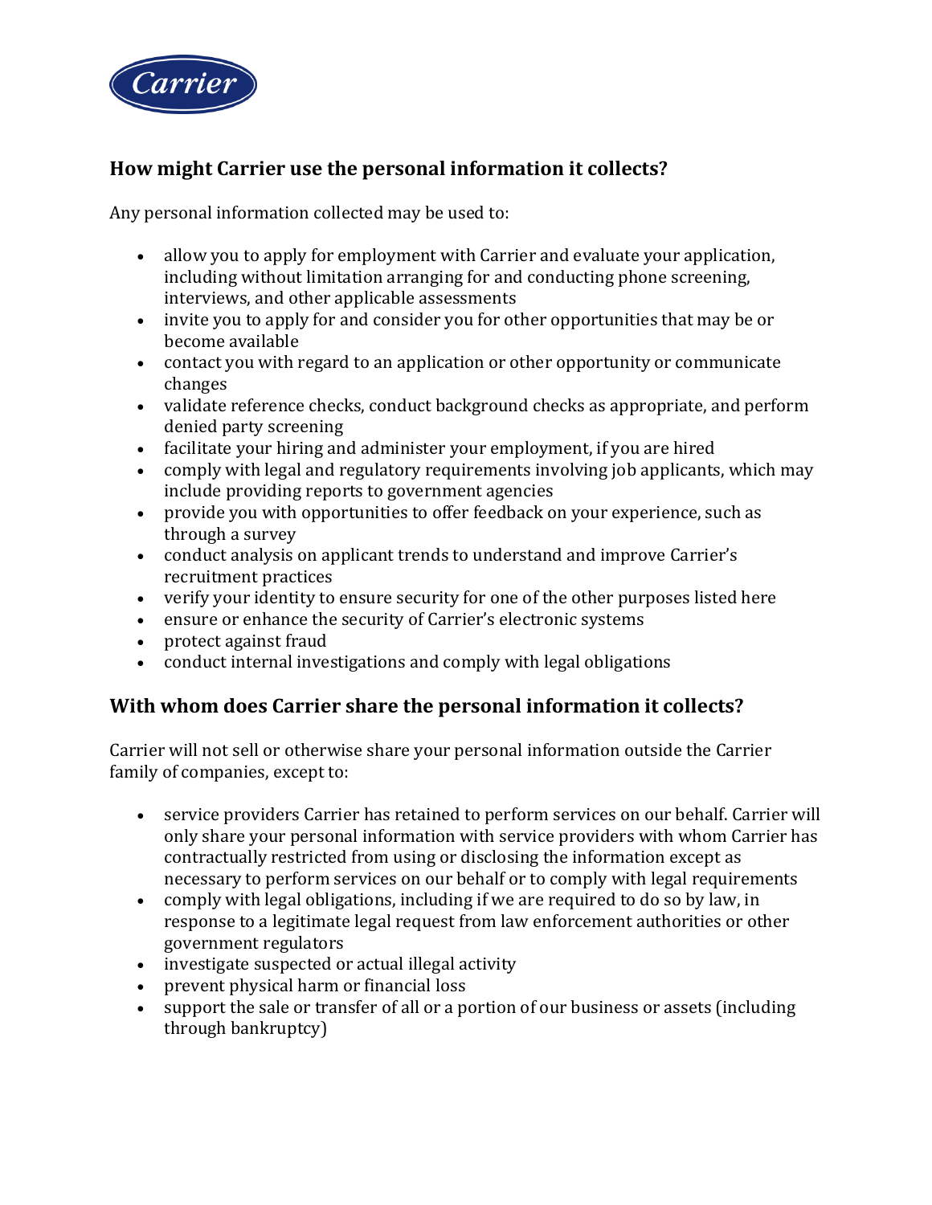## How might Carrier use the personal information it collects?

Any personal information collected may be used to:

- allow you to apply for employment with Carrier and evaluate your application, including without limitation arranging for and conducting phone screening, interviews, and other applicable assessments
- invite you to apply for and consider you for other opportunities that may be or become available
- contact you with regard to an application or other opportunity or communicate changes
- validate reference checks, conduct background checks as appropriate, and perform denied party screening
- facilitate your hiring and administer your employment, if you are hired
- comply with legal and regulatory requirements involving job applicants, which may include providing reports to government agencies
- provide you with opportunities to offer feedback on your experience, such as through a survey
- conduct analysis on applicant trends to understand and improve Carrier's recruitment practices
- verify your identity to ensure security for one of the other purposes listed here
- ensure or enhance the security of Carrier's electronic systems
- protect against fraud
- conduct internal investigations and comply with legal obligations

## With whom does Carrier share the personal information it collects?

Carrier will not sell or otherwise share your personal information outside the Carrier family of companies, except to:

- service providers Carrier has retained to perform services on our behalf. Carrier will only share your personal information with service providers with whom Carrier has contractually restricted from using or disclosing the information except as necessary to perform services on our behalf or to comply with legal requirements
- comply with legal obligations, including if we are required to do so by law, in response to a legitimate legal request from law enforcement authorities or other government regulators
- investigate suspected or actual illegal activity
- prevent physical harm or financial loss
- support the sale or transfer of all or a portion of our business or assets (including through bankruptcy)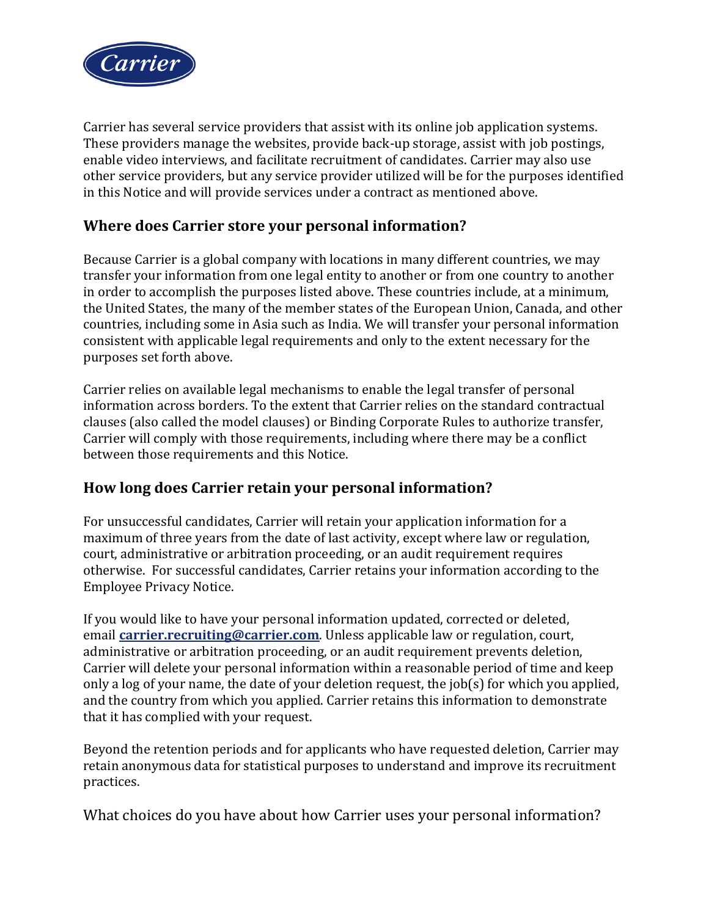Carrier has several service providers that assist with its online job application systems. These providers manage the websites, provide back-up storage, assist with job postings, enable video interviews, and facilitate recruitment of candidates. Carrier may also use other service providers, but any service provider utilized will be for the purposes identified in this Notice and will provide services under a contract as mentioned above.

## Where does Carrier store your personal information?

Because Carrier is a global company with locations in many different countries, we may transfer your information from one legal entity to another or from one country to another in order to accomplish the purposes listed above. These countries include, at a minimum, the United States, the many of the member states of the European Union, Canada, and other countries, including some in Asia such as India. We will transfer your personal information consistent with applicable legal requirements and only to the extent necessary for the purposes set forth above.

Carrier relies on available legal mechanisms to enable the legal transfer of personal information across borders. To the extent that Carrier relies on the standard contractual clauses (also called the model clauses) or Binding Corporate Rules to authorize transfer, Carrier will comply with those requirements, including where there may be a conflict between those requirements and this Notice.

## How long does Carrier retain your personal information?

For unsuccessful candidates, Carrier will retain your application information for a maximum of three years from the date of last activity, except where law or regulation, court, administrative or arbitration proceeding, or an audit requirement requires otherwise. For successful candidates, Carrier retains your information according to the Employee Privacy Notice.

If you would like to have your personal information updated, corrected or deleted, email **carrier.recruiting@carrier.com**. Unless applicable law or regulation, court, administrative or arbitration proceeding, or an audit requirement prevents deletion, Carrier will delete your personal information within a reasonable period of time and keep only a log of your name, the date of your deletion request, the job(s) for which you applied, and the country from which you applied. Carrier retains this information to demonstrate that it has complied with your request.

Beyond the retention periods and for applicants who have requested deletion, Carrier may retain anonymous data for statistical purposes to understand and improve its recruitment practices.

## What choices do you have about how Carrier uses your personal information?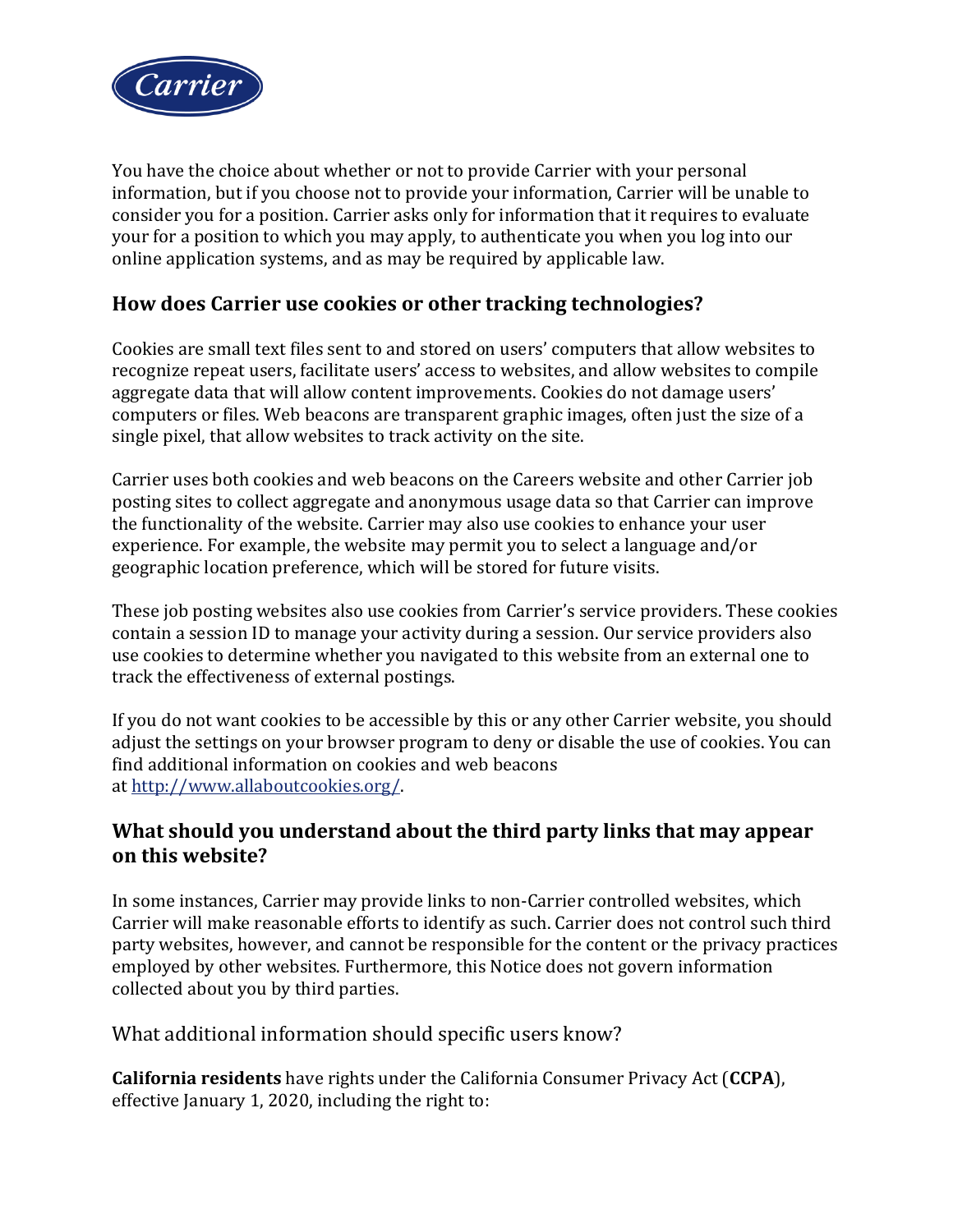You have the choice about whether or not to provide Carrier with your personal information, but if you choose not to provide your information, Carrier will be unable to consider you for a position. Carrier asks only for information that it requires to evaluate your for a position to which you may apply, to authenticate you when you log into our online application systems, and as may be required by applicable law.

## How does Carrier use cookies or other tracking technologies?

Cookies are small text files sent to and stored on users' computers that allow websites to recognize repeat users, facilitate users' access to websites, and allow websites to compile aggregate data that will allow content improvements. Cookies do not damage users' computers or files. Web beacons are transparent graphic images, often just the size of a single pixel, that allow websites to track activity on the site.

Carrier uses both cookies and web beacons on the Careers website and other Carrier job posting sites to collect aggregate and anonymous usage data so that Carrier can improve the functionality of the website. Carrier may also use cookies to enhance your user experience. For example, the website may permit you to select a language and/or geographic location preference, which will be stored for future visits.

These job posting websites also use cookies from Carrier's service providers. These cookies contain a session ID to manage your activity during a session. Our service providers also use cookies to determine whether you navigated to this website from an external one to track the effectiveness of external postings.

If you do not want cookies to be accessible by this or any other Carrier website, you should adjust the settings on your browser program to deny or disable the use of cookies. You can find additional information on cookies and web beacons at [http://www.allaboutcookies.org/](http://www.allaboutcookies.org/).

## What should you understand about the third party links that may appear on this website?

In some instances, Carrier may provide links to non-Carrier controlled websites, which Carrier will make reasonable efforts to identify as such. Carrier does not control such third party websites, however, and cannot be responsible for the content or the privacy practices employed by other websites. Furthermore, this Notice does not govern information collected about you by third parties.

## What additional information should specific users know?

**California residents** have rights under the California Consumer Privacy Act (**CCPA**), effective January 1, 2020, including the right to: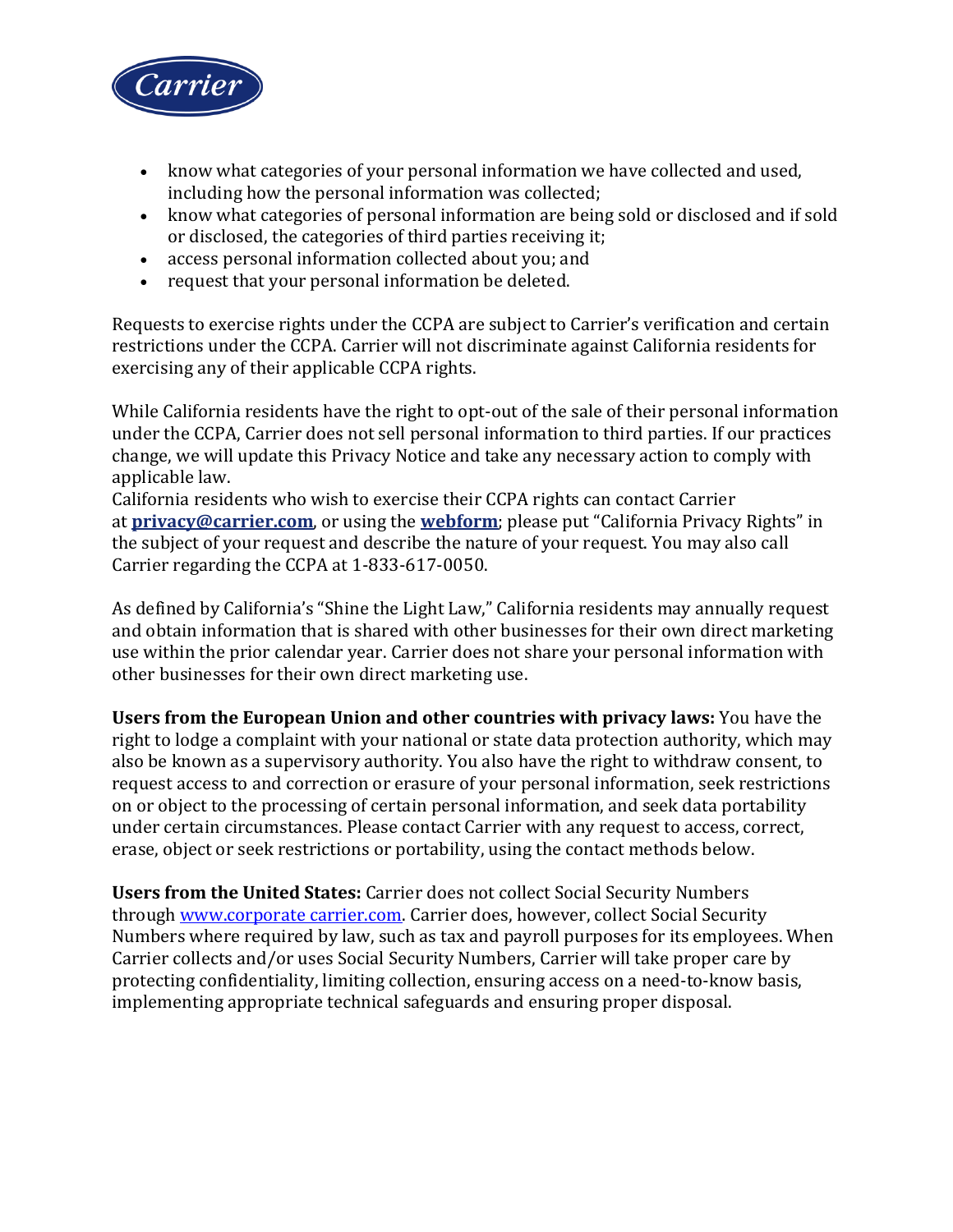- know what categories of your personal information we have collected and used, including how the personal information was collected;
- know what categories of personal information are being sold or disclosed and if sold or disclosed, the categories of third parties receiving it;
- access personal information collected about you; and
- request that your personal information be deleted.

Requests to exercise rights under the CCPA are subject to Carrier's verification and certain restrictions under the CCPA. Carrier will not discriminate against California residents for exercising any of their applicable CCPA rights.

While California residents have the right to opt-out of the sale of their personal information under the CCPA, Carrier does not sell personal information to third parties. If our practices change, we will update this Privacy Notice and take any necessary action to comply with applicable law.
California residents who wish to exercise their CCPA rights can contact Carrier at **privacy@carrier.com**, or using the **webform**; please put "California Privacy Rights" in the subject of your request and describe the nature of your request. You may also call Carrier regarding the CCPA at 1-833-617-0050.

As defined by California's "Shine the Light Law," California residents may annually request and obtain information that is shared with other businesses for their own direct marketing use within the prior calendar year. Carrier does not share your personal information with other businesses for their own direct marketing use.

**Users from the European Union and other countries with privacy laws:** You have the right to lodge a complaint with your national or state data protection authority, which may also be known as a supervisory authority. You also have the right to withdraw consent, to request access to and correction or erasure of your personal information, seek restrictions on or object to the processing of certain personal information, and seek data portability under certain circumstances. Please contact Carrier with any request to access, correct, erase, object or seek restrictions or portability, using the contact methods below.

**Users from the United States:** Carrier does not collect Social Security Numbers through www.corporate carrier.com. Carrier does, however, collect Social Security Numbers where required by law, such as tax and payroll purposes for its employees. When Carrier collects and/or uses Social Security Numbers, Carrier will take proper care by protecting confidentiality, limiting collection, ensuring access on a need-to-know basis, implementing appropriate technical safeguards and ensuring proper disposal.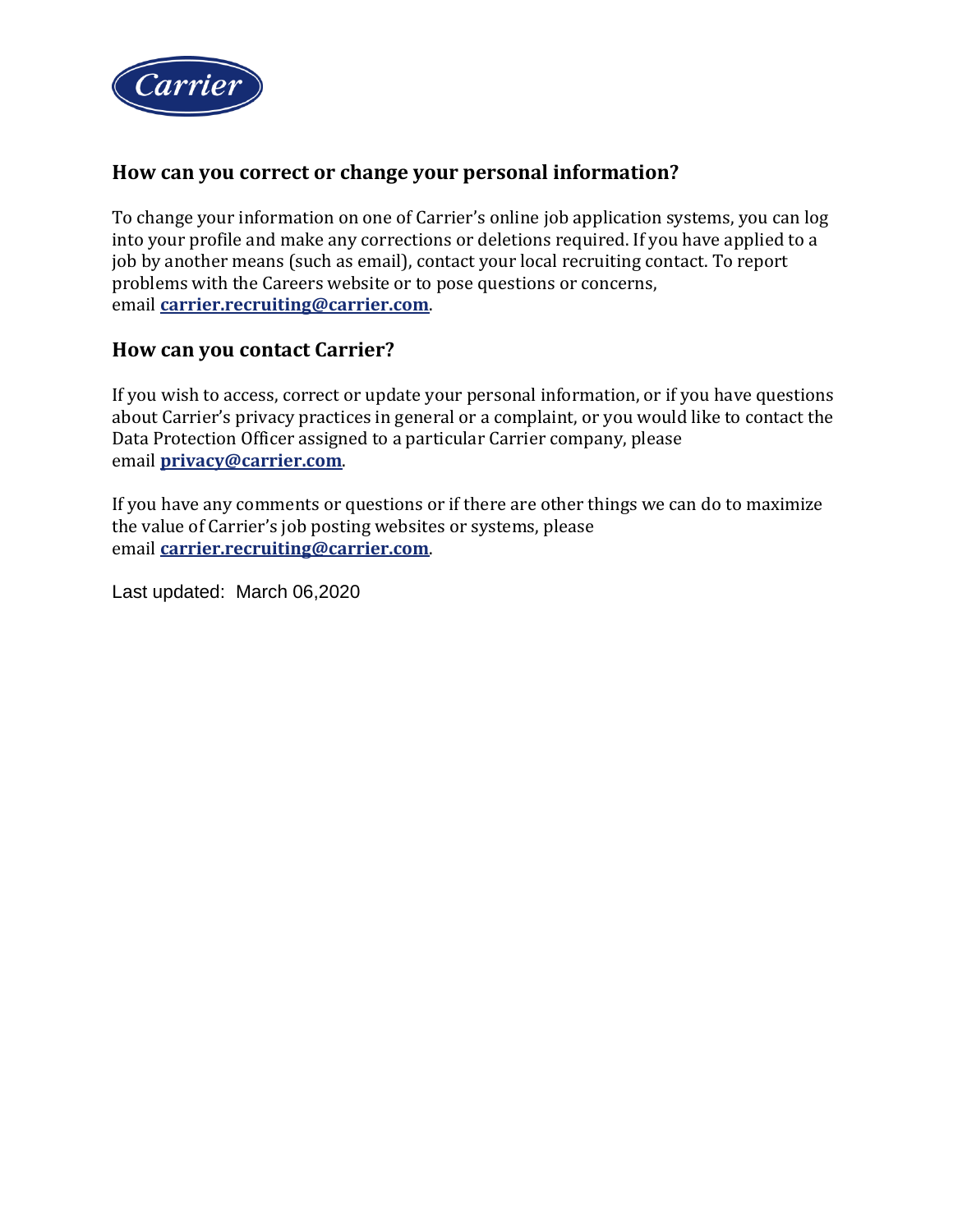## How can you correct or change your personal information?

To change your information on one of Carrier's online job application systems, you can log into your profile and make any corrections or deletions required. If you have applied to a job by another means (such as email), contact your local recruiting contact. To report problems with the Careers website or to pose questions or concerns, email **carrier.recruiting@carrier.com**.

## How can you contact Carrier?

If you wish to access, correct or update your personal information, or if you have questions about Carrier's privacy practices in general or a complaint, or you would like to contact the Data Protection Officer assigned to a particular Carrier company, please email **privacy@carrier.com**.

If you have any comments or questions or if there are other things we can do to maximize the value of Carrier's job posting websites or systems, please email **carrier.recruiting@carrier.com**.

Last updated: March 06,2020